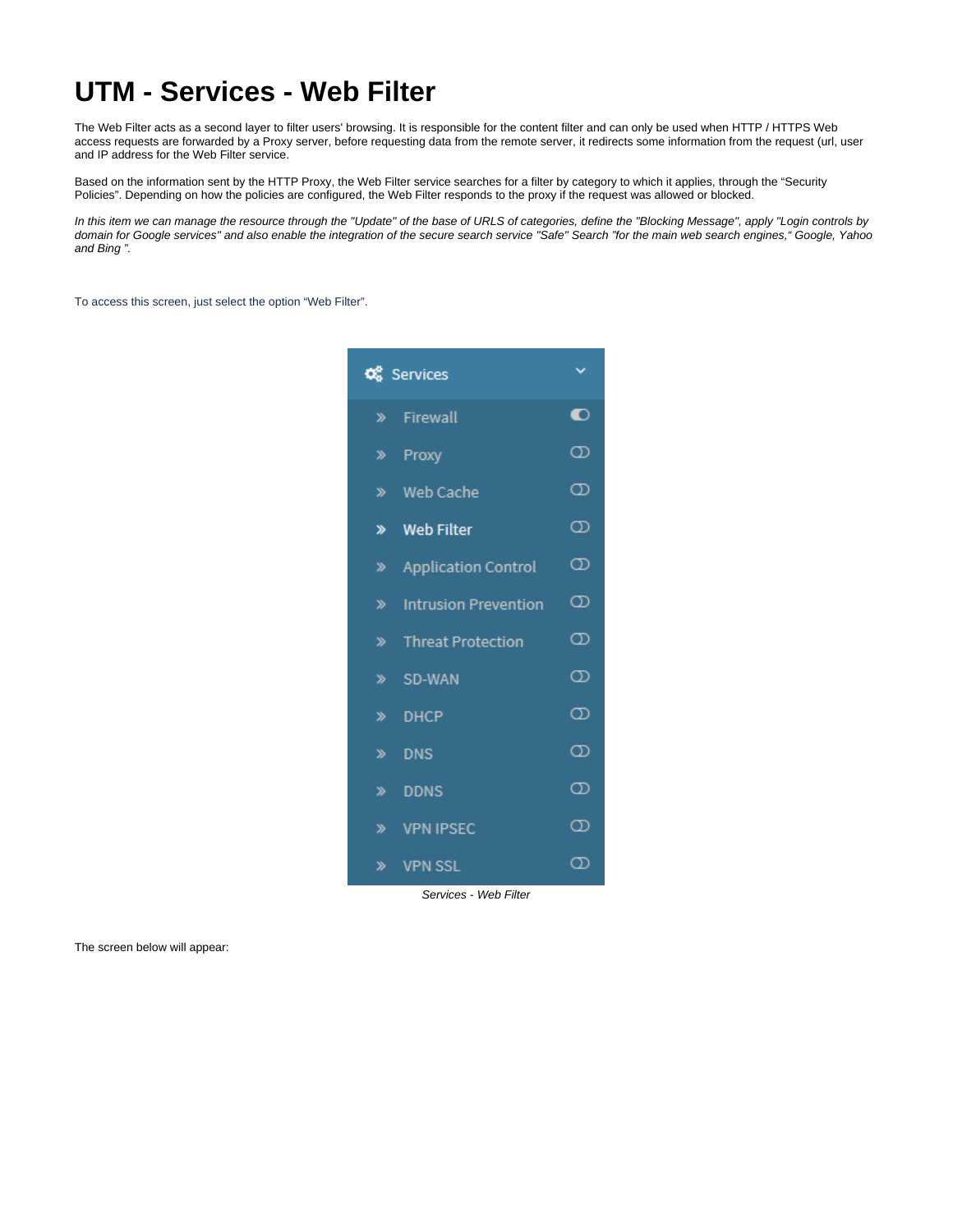# UTM - Services - Web Filter

The Web Filter acts as a second layer to filter users' browsing. It is responsible for the content filter and can only be used when HTTP / HTTPS Web access requests are forwarded by a Proxy server, before requesting data from the remote server, it redirects some information from the request (url, user and IP address for the Web Filter service.

Based on the information sent by the HTTP Proxy, the Web Filter service searches for a filter by category to which it applies, through the "Security Policies". Depending on how the policies are configured, the Web Filter responds to the proxy if the request was allowed or blocked.

*In this item we can manage the resource through the "Update" of the base of URLS of categories, define the "Blocking Message", apply "Login controls by domain for Google services" and also enable the integration of the secure search service "Safe" Search "for the main web search engines," Google, Yahoo and Bing ".*

To access this screen, just select the option "Web Filter".

*Services - Web Filter*

The screen below will appear: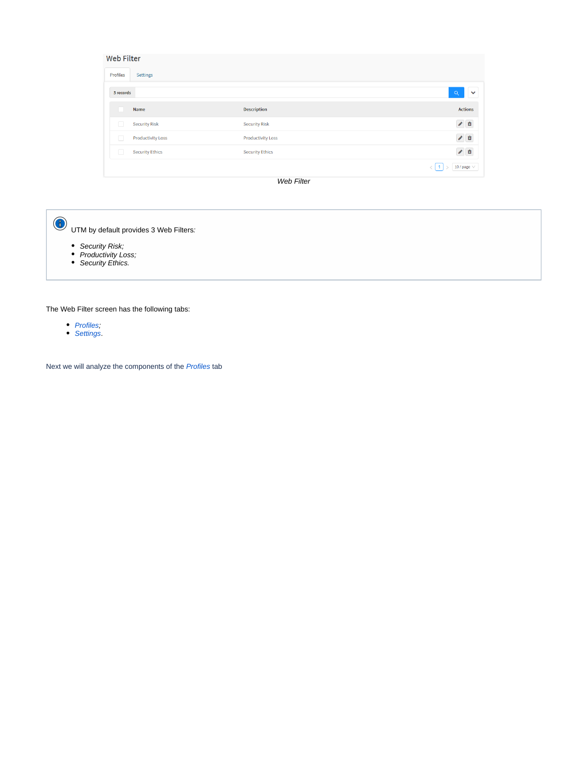*Web Filter*

UTM by default provides 3 Web Filters*:*

- *Security Risk;*
- *Productivity Loss;*
- *Security Ethics.*

The Web Filter screen has the following tabs:

- *Profiles;*
- *Settings*.

Next we will analyze the components of the *Profiles* tab